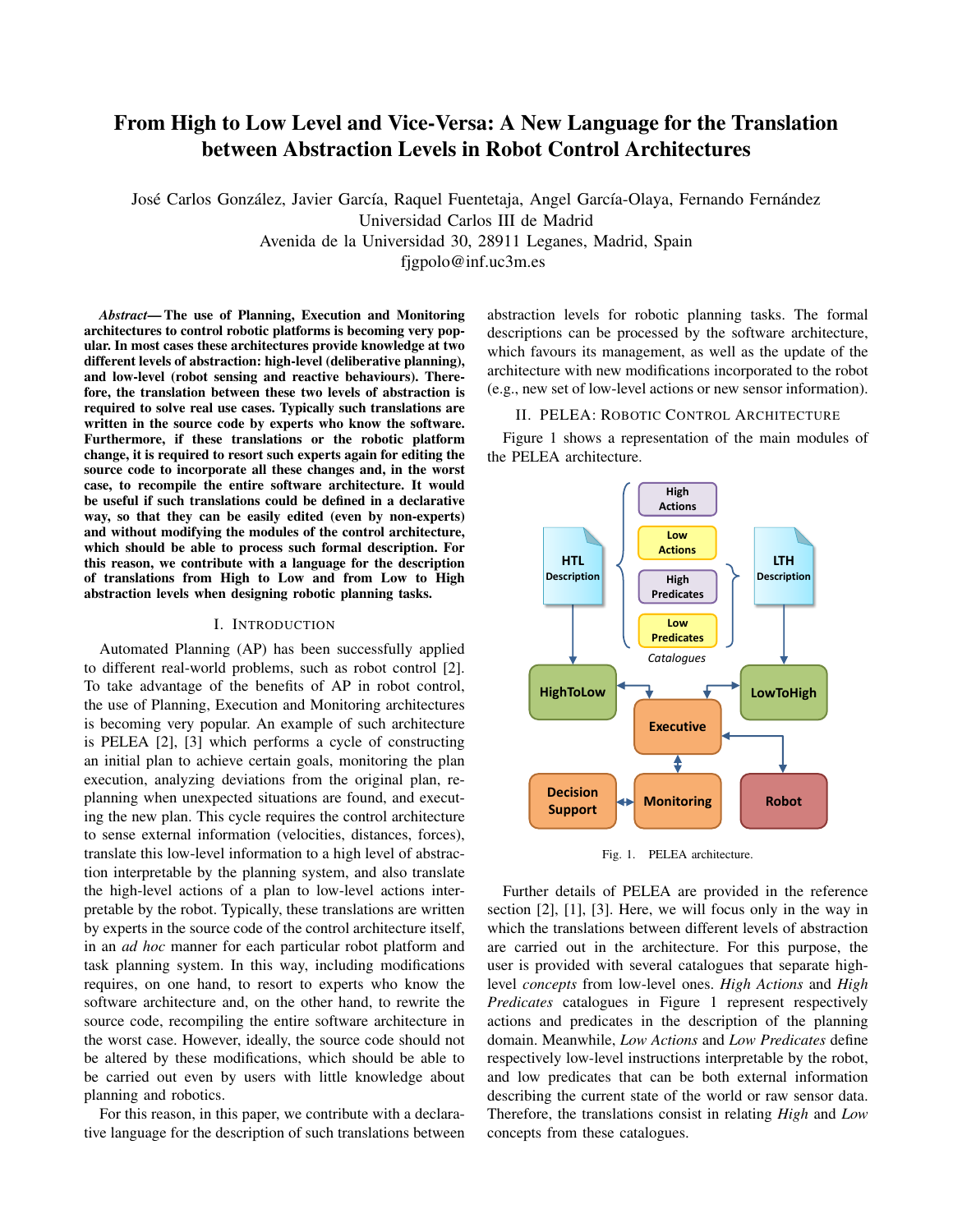# From High to Low Level and Vice-Versa: A New Language for the Translation between Abstraction Levels in Robot Control Architectures

José Carlos González, Javier García, Raquel Fuentetaja, Angel García-Olaya, Fernando Fernández
Universidad Carlos III de Madrid
Avenida de la Universidad 30, 28911 Leganes, Madrid, Spain
fjgpolo@inf.uc3m.es

***Abstract*— The use of Planning, Execution and Monitoring architectures to control robotic platforms is becoming very popular. In most cases these architectures provide knowledge at two different levels of abstraction: high-level (deliberative planning), and low-level (robot sensing and reactive behaviours). Therefore, the translation between these two levels of abstraction is required to solve real use cases. Typically such translations are written in the source code by experts who know the software. Furthermore, if these translations or the robotic platform change, it is required to resort such experts again for editing the source code to incorporate all these changes and, in the worst case, to recompile the entire software architecture. It would be useful if such translations could be defined in a declarative way, so that they can be easily edited (even by non-experts) and without modifying the modules of the control architecture, which should be able to process such formal description. For this reason, we contribute with a language for the description of translations from High to Low and from Low to High abstraction levels when designing robotic planning tasks.**

## I. Introduction

Automated Planning (AP) has been successfully applied to different real-world problems, such as robot control [2]. To take advantage of the benefits of AP in robot control, the use of Planning, Execution and Monitoring architectures is becoming very popular. An example of such architecture is PELEA [2], [3] which performs a cycle of constructing an initial plan to achieve certain goals, monitoring the plan execution, analyzing deviations from the original plan, re-planning when unexpected situations are found, and executing the new plan. This cycle requires the control architecture to sense external information (velocities, distances, forces), translate this low-level information to a high level of abstraction interpretable by the planning system, and also translate the high-level actions of a plan to low-level actions interpretable by the robot. Typically, these translations are written by experts in the source code of the control architecture itself, in an *ad hoc* manner for each particular robot platform and task planning system. In this way, including modifications requires, on one hand, to resort to experts who know the software architecture and, on the other hand, to rewrite the source code, recompiling the entire software architecture in the worst case. However, ideally, the source code should not be altered by these modifications, which should be able to be carried out even by users with little knowledge about planning and robotics.

For this reason, in this paper, we contribute with a declarative language for the description of such translations between abstraction levels for robotic planning tasks. The formal descriptions can be processed by the software architecture, which favours its management, as well as the update of the architecture with new modifications incorporated to the robot (e.g., new set of low-level actions or new sensor information).

## II. PELEA: Robotic Control Architecture

Figure 1 shows a representation of the main modules of the PELEA architecture.

Fig. 1. PELEA architecture.

Further details of PELEA are provided in the reference section [2], [1], [3]. Here, we will focus only in the way in which the translations between different levels of abstraction are carried out in the architecture. For this purpose, the user is provided with several catalogues that separate high-level *concepts* from low-level ones. *High Actions* and *High Predicates* catalogues in Figure 1 represent respectively actions and predicates in the description of the planning domain. Meanwhile, *Low Actions* and *Low Predicates* define respectively low-level instructions interpretable by the robot, and low predicates that can be both external information describing the current state of the world or raw sensor data. Therefore, the translations consist in relating *High* and *Low* concepts from these catalogues.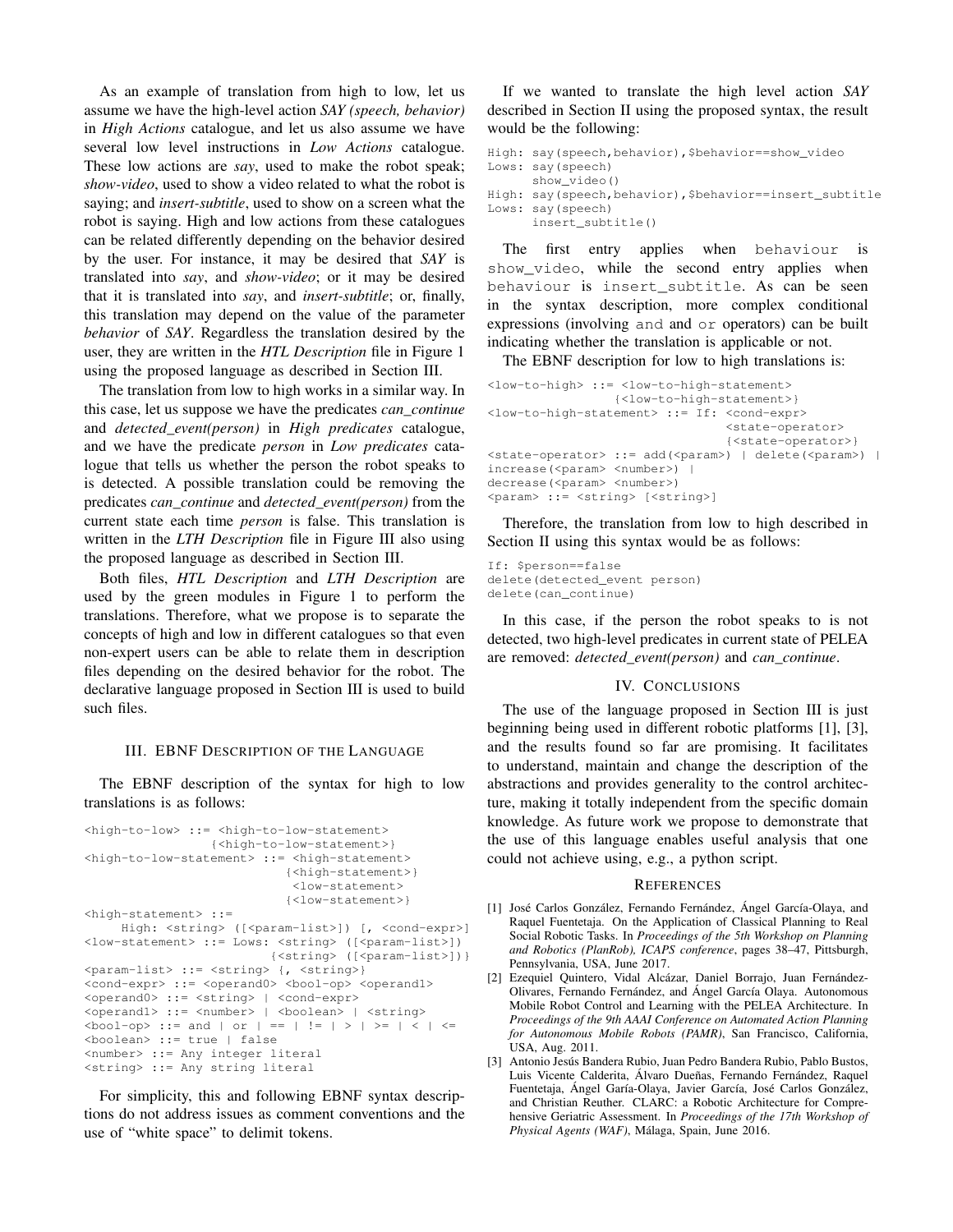As an example of translation from high to low, let us assume we have the high-level action *SAY (speech, behavior)* in *High Actions* catalogue, and let us also assume we have several low level instructions in *Low Actions* catalogue. These low actions are *say*, used to make the robot speak; *show-video*, used to show a video related to what the robot is saying; and *insert-subtitle*, used to show on a screen what the robot is saying. High and low actions from these catalogues can be related differently depending on the behavior desired by the user. For instance, it may be desired that *SAY* is translated into *say*, and *show-video*; or it may be desired that it is translated into *say*, and *insert-subtitle*; or, finally, this translation may depend on the value of the parameter *behavior* of *SAY*. Regardless the translation desired by the user, they are written in the ***HTL Description*** file in Figure 1 using the proposed language as described in Section III.

The translation from low to high works in a similar way. In this case, let us suppose we have the predicates *can_continue* and *detected_event(person)* in *High predicates* catalogue, and we have the predicate *person* in *Low predicates* catalogue that tells us whether the person the robot speaks to is detected. A possible translation could be removing the predicates *can_continue* and *detected_event(person)* from the current state each time *person* is false. This translation is written in the ***LTH Description*** file in Figure III also using the proposed language as described in Section III.

Both files, *HTL Description* and *LTH Description* are used by the green modules in Figure 1 to perform the translations. Therefore, what we propose is to separate the concepts of high and low in different catalogues so that even non-expert users can be able to relate them in description files depending on the desired behavior for the robot. The declarative language proposed in Section III is used to build such files.

## III. EBNF Description of the Language

The EBNF description of the syntax for high to low translations is as follows:

```
<high-to-low> ::= <high-to-low-statement>
                  {<high-to-low-statement>}
<high-to-low-statement> ::= <high-statement>
                            {<high-statement>}
                             <low-statement>
                            {<low-statement>}
<high-statement> ::=
     High: <string> ([<param-list>]) [, <cond-expr>]
<low-statement> ::= Lows: <string> ([<param-list>])
                         {<string> ([<param-list>])}
<param-list> ::= <string> {, <string>}
<cond-expr> ::= <operand0> <bool-op> <operand1>
<operand0> ::= <string> | <cond-expr>
<operand1> ::= <number> | <boolean> | <string>
<bool-op> ::= and | or | == | != | > | >= | < | <=
<boolean> ::= true | false
<number> ::= Any integer literal
<string> ::= Any string literal
```

For simplicity, this and following EBNF syntax descriptions do not address issues as comment conventions and the use of "white space" to delimit tokens.

If we wanted to translate the high level action *SAY* described in Section II using the proposed syntax, the result would be the following:

```
High: say(speech,behavior),$behavior==show_video
Lows: say(speech)
      show_video()
High: say(speech,behavior),$behavior==insert_subtitle
Lows: say(speech)
      insert_subtitle()
```

The first entry applies when `behaviour` is `show_video`, while the second entry applies when `behaviour` is `insert_subtitle`. As can be seen in the syntax description, more complex conditional expressions (involving `and` and `or` operators) can be built indicating whether the translation is applicable or not.

The EBNF description for low to high translations is:

```
<low-to-high> ::= <low-to-high-statement>
                  {<low-to-high-statement>}
<low-to-high-statement> ::= If: <cond-expr>
                                <state-operator>
                                {<state-operator>}
<state-operator> ::= add(<param>) | delete(<param>) |
increase(<param> <number>) |
decrease(<param> <number>)
<param> ::= <string> [<string>]
```

Therefore, the translation from low to high described in Section II using this syntax would be as follows:

```
If: $person==false
delete(detected_event person)
delete(can_continue)
```

In this case, if the person the robot speaks to is not detected, two high-level predicates in current state of PELEA are removed: *detected_event(person)* and *can_continue*.

## IV. Conclusions

The use of the language proposed in Section III is just beginning being used in different robotic platforms [1], [3], and the results found so far are promising. It facilitates to understand, maintain and change the description of the abstractions and provides generality to the control architecture, making it totally independent from the specific domain knowledge. As future work we propose to demonstrate that the use of this language enables useful analysis that one could not achieve using, e.g., a python script.

## References

[1] José Carlos González, Fernando Fernández, Ángel García-Olaya, and Raquel Fuentetaja. On the Application of Classical Planning to Real Social Robotic Tasks. In *Proceedings of the 5th Workshop on Planning and Robotics (PlanRob), ICAPS conference*, pages 38–47, Pittsburgh, Pennsylvania, USA, June 2017.

[2] Ezequiel Quintero, Vidal Alcázar, Daniel Borrajo, Juan Fernández-Olivares, Fernando Fernández, and Ángel García Olaya. Autonomous Mobile Robot Control and Learning with the PELEA Architecture. In *Proceedings of the 9th AAAI Conference on Automated Action Planning for Autonomous Mobile Robots (PAMR)*, San Francisco, California, USA, Aug. 2011.

[3] Antonio Jesús Bandera Rubio, Juan Pedro Bandera Rubio, Pablo Bustos, Luis Vicente Calderita, Álvaro Dueñas, Fernando Fernández, Raquel Fuentetaja, Ángel Garía-Olaya, Javier García, José Carlos González, and Christian Reuther. CLARC: a Robotic Architecture for Comprehensive Geriatric Assessment. In *Proceedings of the 17th Workshop of Physical Agents (WAF)*, Málaga, Spain, June 2016.